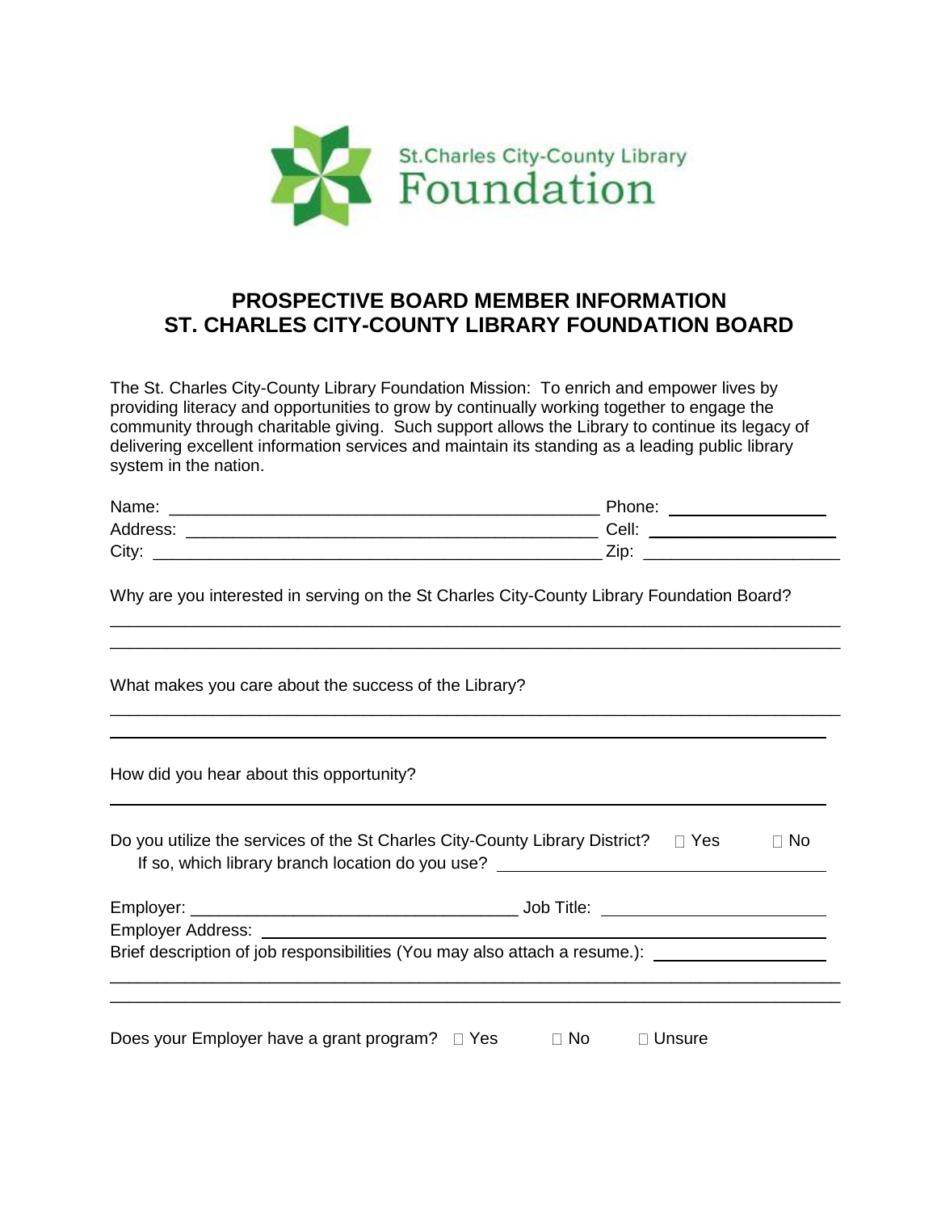St.Charles City-County Library
Foundation

# PROSPECTIVE BOARD MEMBER INFORMATION
# ST. CHARLES CITY-COUNTY LIBRARY FOUNDATION BOARD

The St. Charles City-County Library Foundation Mission: To enrich and empower lives by providing literacy and opportunities to grow by continually working together to engage the community through charitable giving. Such support allows the Library to continue its legacy of delivering excellent information services and maintain its standing as a leading public library system in the nation.

Name: ______________________________________________ Phone: ________________
Address: _____________________________________________ Cell: ____________________
City: ________________________________________________ Zip: _____________________

Why are you interested in serving on the St Charles City-County Library Foundation Board?

_____________________________________________________________________________
_____________________________________________________________________________

What makes you care about the success of the Library?

_____________________________________________________________________________
_____________________________________________________________________________

How did you hear about this opportunity?

_____________________________________________________________________________

Do you utilize the services of the St Charles City-County Library District? ☐ Yes ☐ No
If so, which library branch location do you use? ________________________________

Employer: ___________________________________ Job Title: _______________________
Employer Address: ___________________________________________________________
Brief description of job responsibilities (You may also attach a resume.): ___________________

_____________________________________________________________________________
_____________________________________________________________________________

Does your Employer have a grant program? ☐ Yes ☐ No ☐ Unsure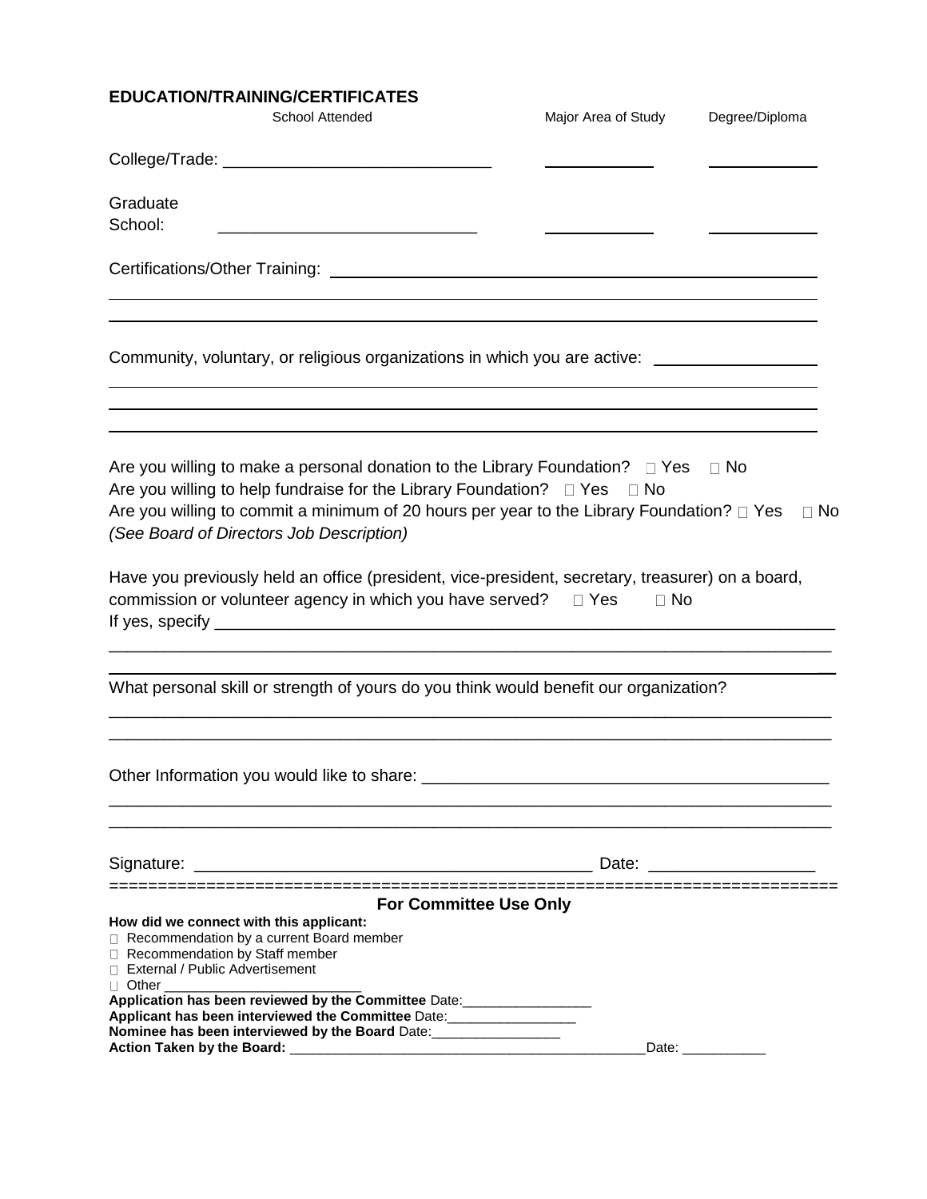**EDUCATION/TRAINING/CERTIFICATES**

| | School Attended | Major Area of Study | Degree/Diploma |
|---|---|---|---|
| College/Trade: | ____________________________ | ___________ | ___________ |
| Graduate School: | ____________________________ | ___________ | ___________ |

Certifications/Other Training: ______________________________________________

______________________________________________________________________

______________________________________________________________________

Community, voluntary, or religious organizations in which you are active: ______________

______________________________________________________________________

______________________________________________________________________

______________________________________________________________________

Are you willing to make a personal donation to the Library Foundation? ☐ Yes ☐ No

Are you willing to help fundraise for the Library Foundation? ☐ Yes ☐ No

Are you willing to commit a minimum of 20 hours per year to the Library Foundation? ☐ Yes ☐ No

*(See Board of Directors Job Description)*

Have you previously held an office (president, vice-president, secretary, treasurer) on a board, commission or volunteer agency in which you have served? ☐ Yes ☐ No

If yes, specify ______________________________________________________________

______________________________________________________________________

______________________________________________________________________

What personal skill or strength of yours do you think would benefit our organization?

______________________________________________________________________

______________________________________________________________________

Other Information you would like to share: ___________________________________________

______________________________________________________________________

______________________________________________________________________

Signature: ___________________________________________ Date: _________________

==========================================================================

**For Committee Use Only**

**How did we connect with this applicant:**

☐ Recommendation by a current Board member

☐ Recommendation by Staff member

☐ External / Public Advertisement

☐ Other _________________________

**Application has been reviewed by the Committee** Date:________________

**Applicant has been interviewed the Committee** Date:________________

**Nominee has been interviewed by the Board** Date:________________

**Action Taken by the Board:** _______________________________________________Date: ___________